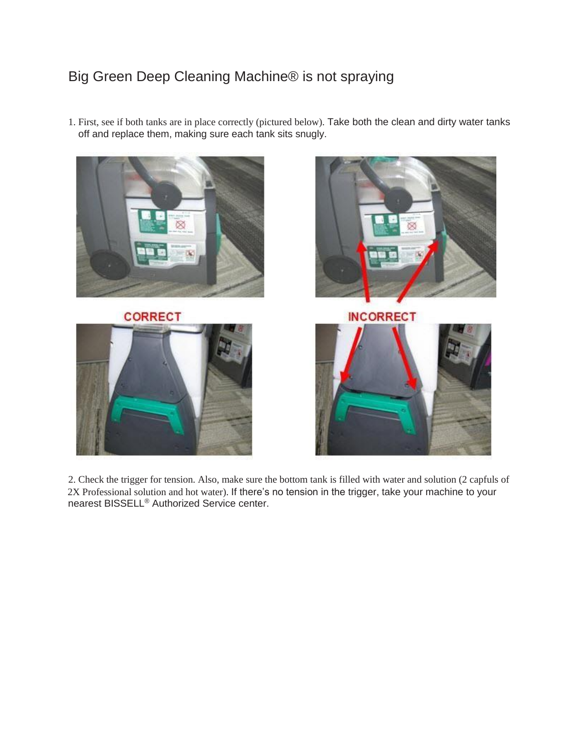# Big Green Deep Cleaning Machine® is not spraying

1. First, see if both tanks are in place correctly (pictured below). Take both the clean and dirty water tanks off and replace them, making sure each tank sits snugly.

CORRECT

INCORRECT

2. Check the trigger for tension. Also, make sure the bottom tank is filled with water and solution (2 capfuls of 2X Professional solution and hot water). If there's no tension in the trigger, take your machine to your nearest BISSELL® Authorized Service center.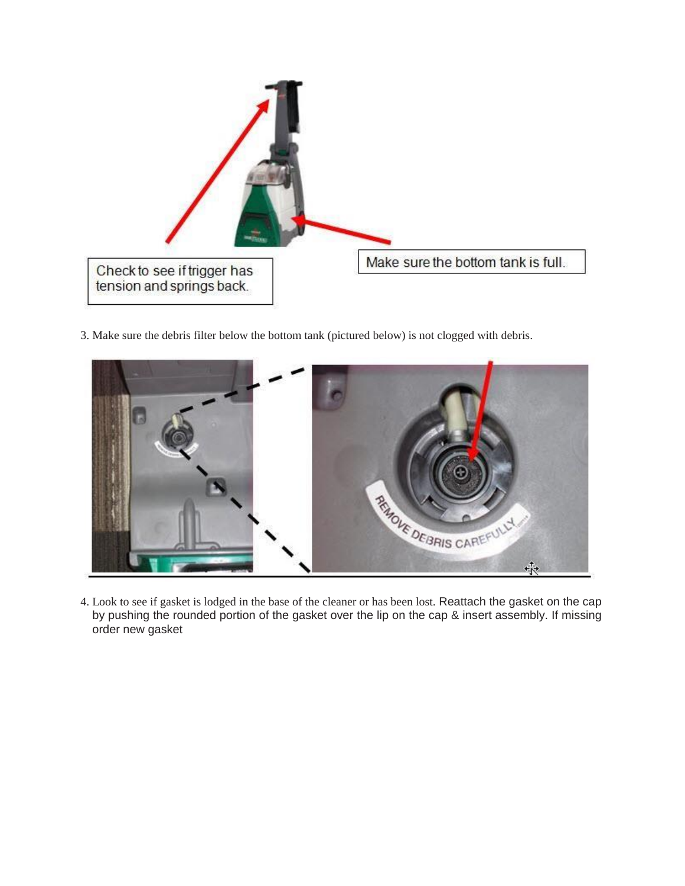Check to see if trigger has tension and springs back.

Make sure the bottom tank is full.

3. Make sure the debris filter below the bottom tank (pictured below) is not clogged with debris.

REMOVE DEBRIS CAREFULLY

4. Look to see if gasket is lodged in the base of the cleaner or has been lost. Reattach the gasket on the cap by pushing the rounded portion of the gasket over the lip on the cap & insert assembly. If missing order new gasket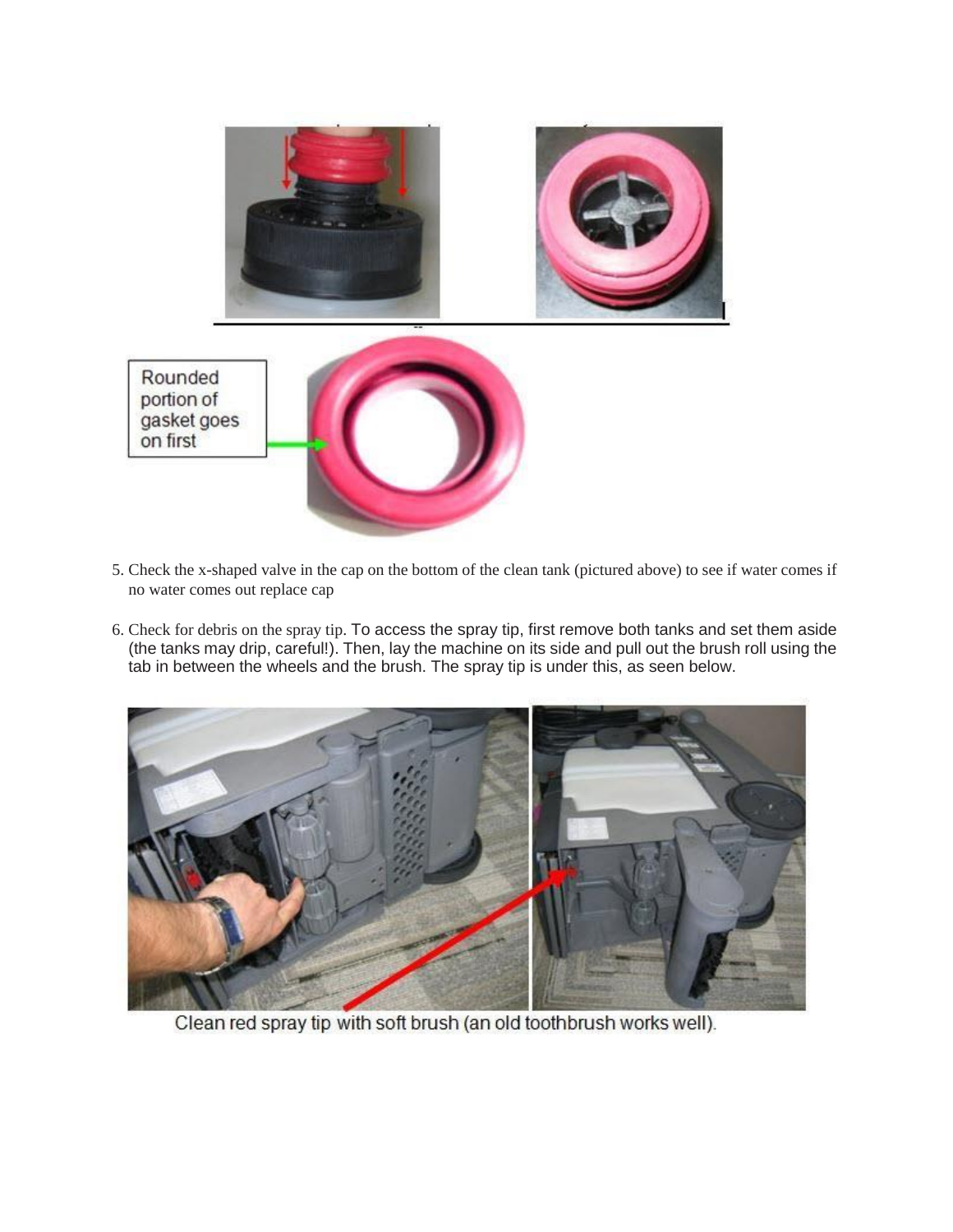Rounded portion of gasket goes on first

5. Check the x-shaped valve in the cap on the bottom of the clean tank (pictured above) to see if water comes if no water comes out replace cap

6. Check for debris on the spray tip. To access the spray tip, first remove both tanks and set them aside (the tanks may drip, careful!). Then, lay the machine on its side and pull out the brush roll using the tab in between the wheels and the brush. The spray tip is under this, as seen below.

Clean red spray tip with soft brush (an old toothbrush works well).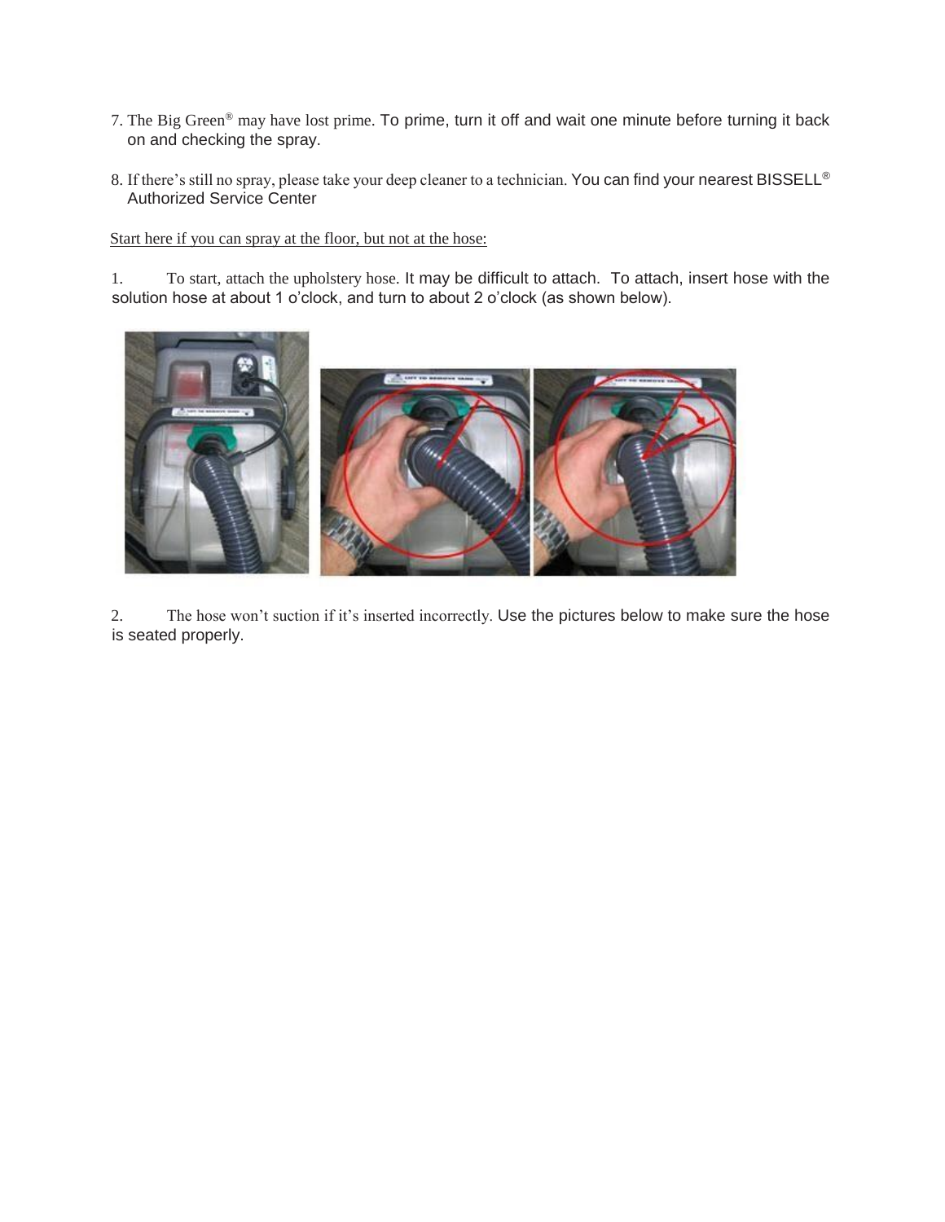7. The Big Green® may have lost prime. To prime, turn it off and wait one minute before turning it back on and checking the spray.

8. If there's still no spray, please take your deep cleaner to a technician. You can find your nearest BISSELL® Authorized Service Center

Start here if you can spray at the floor, but not at the hose:

1. To start, attach the upholstery hose. It may be difficult to attach. To attach, insert hose with the solution hose at about 1 o'clock, and turn to about 2 o'clock (as shown below).

2. The hose won't suction if it's inserted incorrectly. Use the pictures below to make sure the hose is seated properly.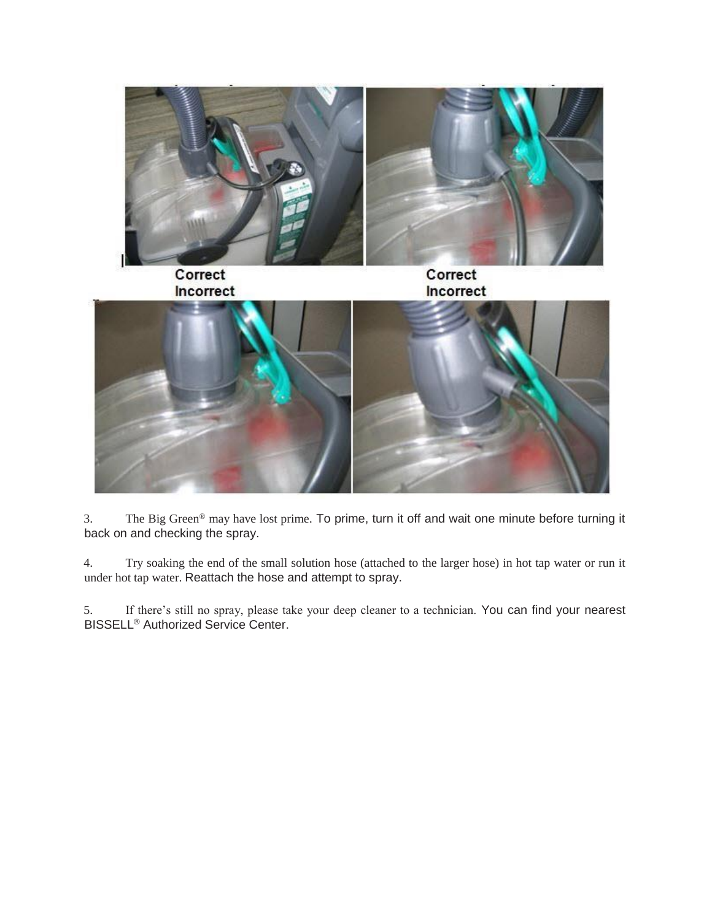Correct
Incorrect

Correct
Incorrect

3. The Big Green® may have lost prime. To prime, turn it off and wait one minute before turning it back on and checking the spray.

4. Try soaking the end of the small solution hose (attached to the larger hose) in hot tap water or run it under hot tap water. Reattach the hose and attempt to spray.

5. If there's still no spray, please take your deep cleaner to a technician. You can find your nearest BISSELL® Authorized Service Center.